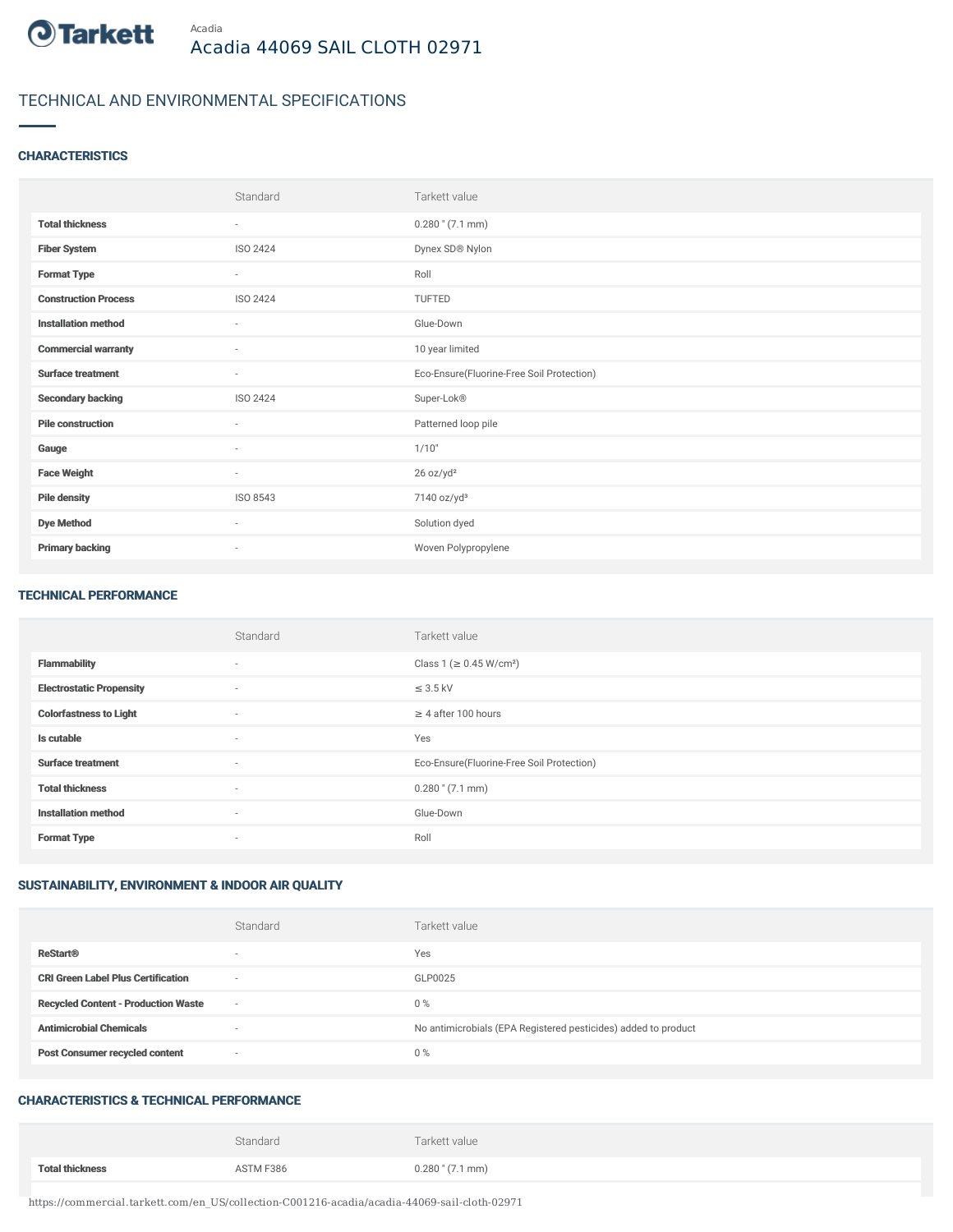Tarkett

Acadia

# Acadia 44069 SAIL CLOTH 02971

## TECHNICAL AND ENVIRONMENTAL SPECIFICATIONS

### CHARACTERISTICS

| | Standard | Tarkett value |
|---|---|---|
| **Total thickness** | - | 0.280 " (7.1 mm) |
| **Fiber System** | ISO 2424 | Dynex SD® Nylon |
| **Format Type** | - | Roll |
| **Construction Process** | ISO 2424 | TUFTED |
| **Installation method** | - | Glue-Down |
| **Commercial warranty** | - | 10 year limited |
| **Surface treatment** | - | Eco-Ensure(Fluorine-Free Soil Protection) |
| **Secondary backing** | ISO 2424 | Super-Lok® |
| **Pile construction** | - | Patterned loop pile |
| **Gauge** | - | 1/10" |
| **Face Weight** | - | 26 oz/yd² |
| **Pile density** | ISO 8543 | 7140 oz/yd³ |
| **Dye Method** | - | Solution dyed |
| **Primary backing** | - | Woven Polypropylene |

### TECHNICAL PERFORMANCE

| | Standard | Tarkett value |
|---|---|---|
| **Flammability** | - | Class 1 (≥ 0.45 W/cm²) |
| **Electrostatic Propensity** | - | ≤ 3.5 kV |
| **Colorfastness to Light** | - | ≥ 4 after 100 hours |
| **Is cutable** | - | Yes |
| **Surface treatment** | - | Eco-Ensure(Fluorine-Free Soil Protection) |
| **Total thickness** | - | 0.280 " (7.1 mm) |
| **Installation method** | - | Glue-Down |
| **Format Type** | - | Roll |

### SUSTAINABILITY, ENVIRONMENT & INDOOR AIR QUALITY

| | Standard | Tarkett value |
|---|---|---|
| **ReStart®** | - | Yes |
| **CRI Green Label Plus Certification** | - | GLP0025 |
| **Recycled Content - Production Waste** | - | 0 % |
| **Antimicrobial Chemicals** | - | No antimicrobials (EPA Registered pesticides) added to product |
| **Post Consumer recycled content** | - | 0 % |

### CHARACTERISTICS & TECHNICAL PERFORMANCE

| | Standard | Tarkett value |
|---|---|---|
| **Total thickness** | ASTM F386 | 0.280 " (7.1 mm) |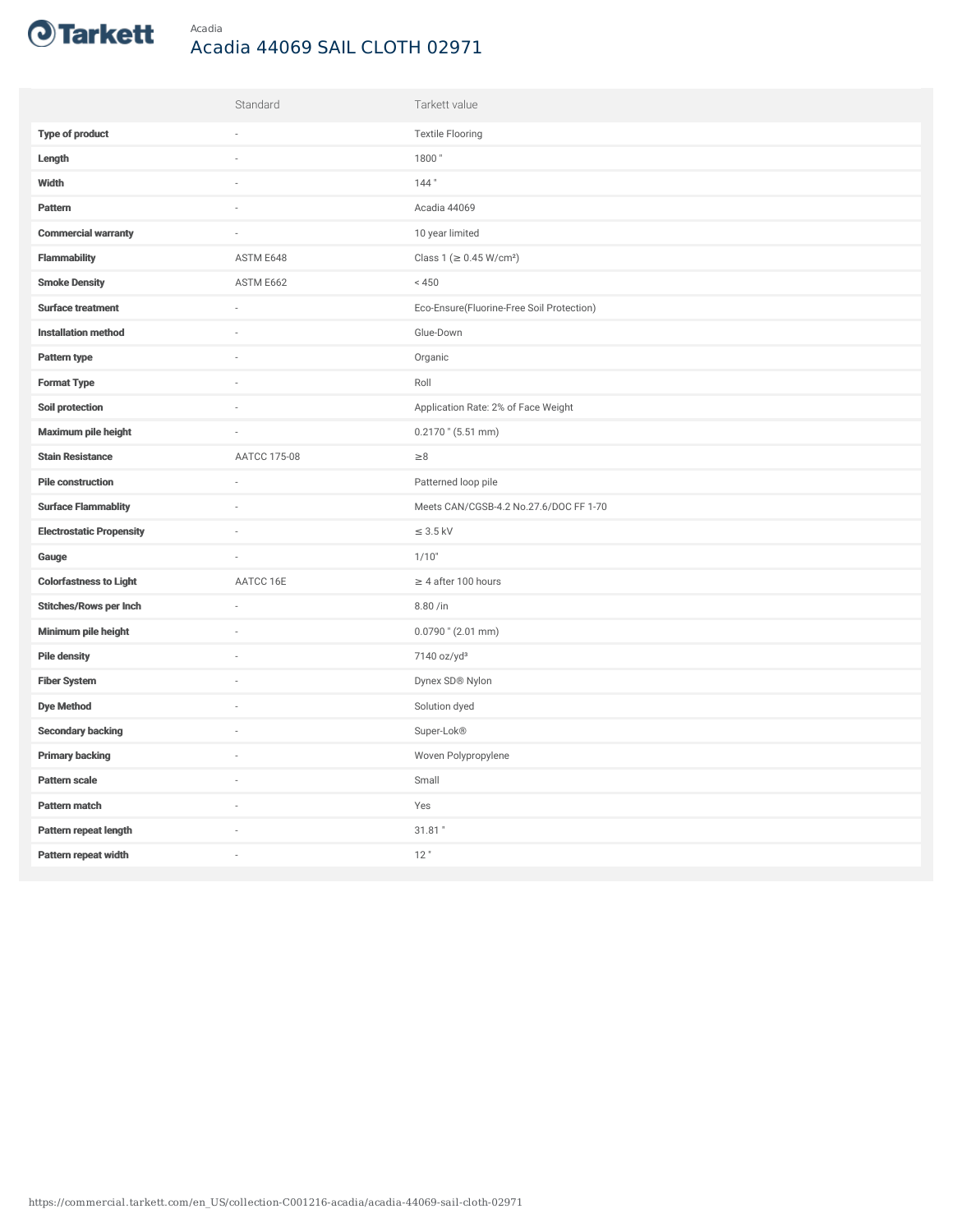Acadia

# Acadia 44069 SAIL CLOTH 02971

| | Standard | Tarkett value |
|---|---|---|
| **Type of product** | - | Textile Flooring |
| **Length** | - | 1800 " |
| **Width** | - | 144 " |
| **Pattern** | - | Acadia 44069 |
| **Commercial warranty** | - | 10 year limited |
| **Flammability** | ASTM E648 | Class 1 (≥ 0.45 W/cm²) |
| **Smoke Density** | ASTM E662 | < 450 |
| **Surface treatment** | - | Eco-Ensure(Fluorine-Free Soil Protection) |
| **Installation method** | - | Glue-Down |
| **Pattern type** | - | Organic |
| **Format Type** | - | Roll |
| **Soil protection** | - | Application Rate: 2% of Face Weight |
| **Maximum pile height** | - | 0.2170 " (5.51 mm) |
| **Stain Resistance** | AATCC 175-08 | ≥8 |
| **Pile construction** | - | Patterned loop pile |
| **Surface Flammablity** | - | Meets CAN/CGSB-4.2 No.27.6/DOC FF 1-70 |
| **Electrostatic Propensity** | - | ≤ 3.5 kV |
| **Gauge** | - | 1/10" |
| **Colorfastness to Light** | AATCC 16E | ≥ 4 after 100 hours |
| **Stitches/Rows per Inch** | - | 8.80 /in |
| **Minimum pile height** | - | 0.0790 " (2.01 mm) |
| **Pile density** | - | 7140 oz/yd³ |
| **Fiber System** | - | Dynex SD® Nylon |
| **Dye Method** | - | Solution dyed |
| **Secondary backing** | - | Super-Lok® |
| **Primary backing** | - | Woven Polypropylene |
| **Pattern scale** | - | Small |
| **Pattern match** | - | Yes |
| **Pattern repeat length** | - | 31.81 " |
| **Pattern repeat width** | - | 12 " |

https://commercial.tarkett.com/en_US/collection-C001216-acadia/acadia-44069-sail-cloth-02971